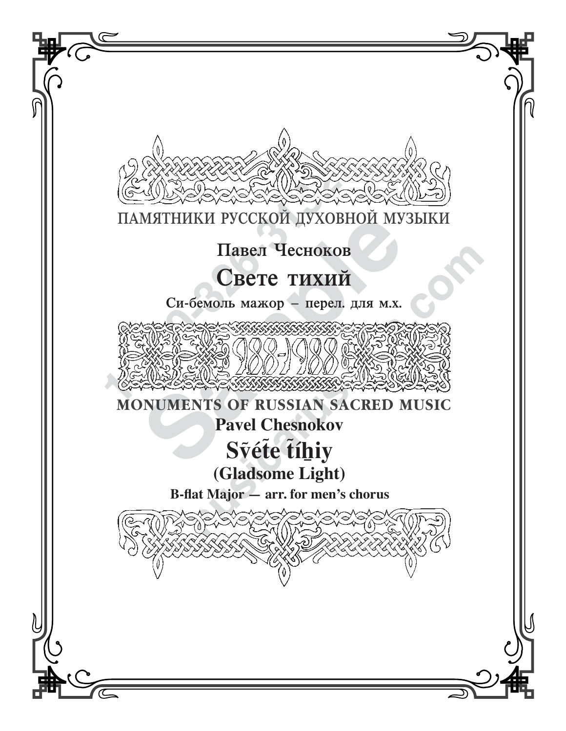ПАМЯТНИКИ РУССКОЙ ДУХОВНОЙ МУЗЫКИ

**Павел Чесноков**

# Свете тихий

**Си-бемоль мажор – перел. для м.х.**

988-1988

**MONUMENTS OF RUSSIAN SACRED MUSIC**

**Pavel Chesnokov**

# Sv̈éte̋ ťíḫiy

**(Gladsome Light)**

**B-flat Major — arr. for men's chorus**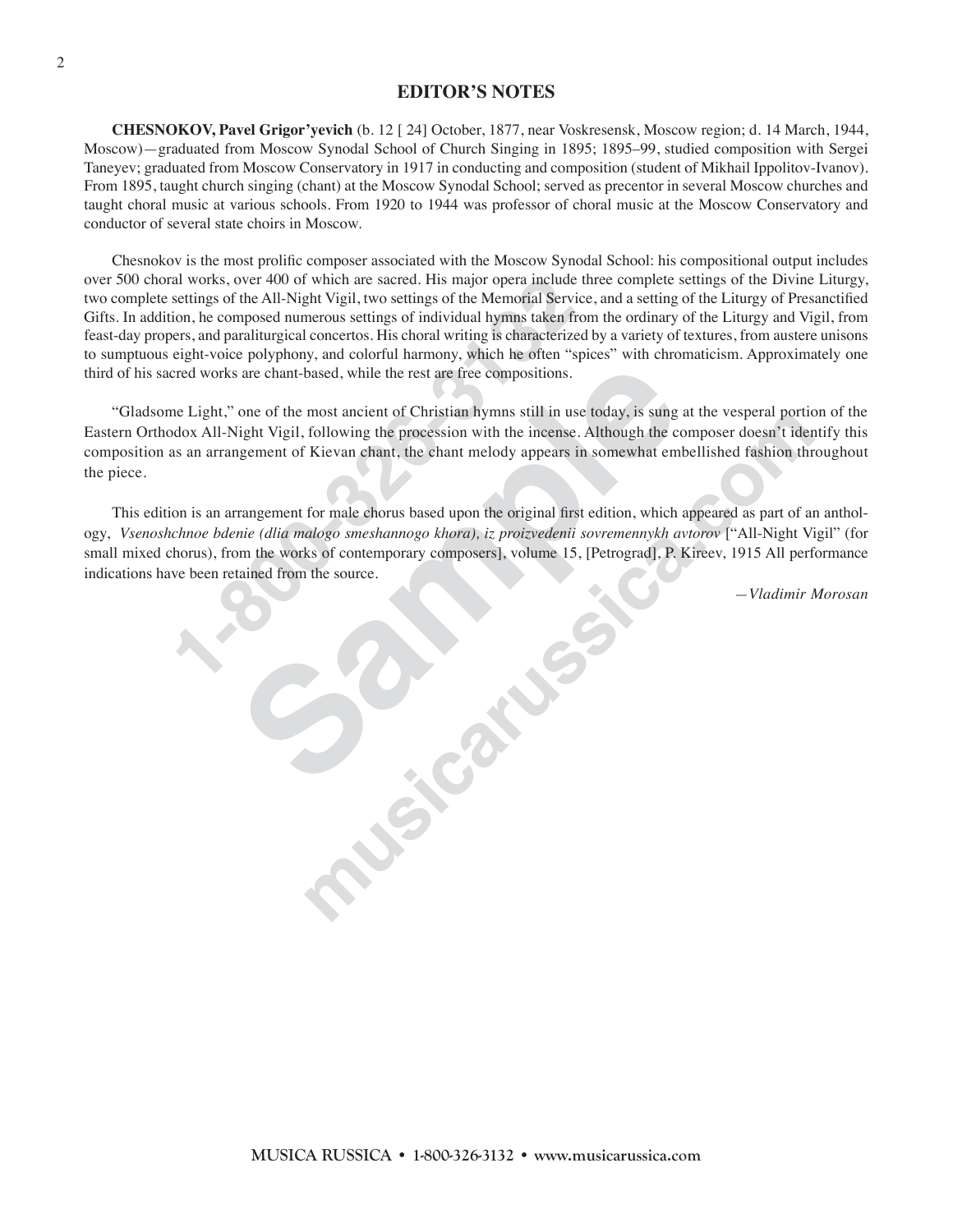## EDITOR'S NOTES

**CHESNOKOV, Pavel Grigor'yevich** (b. 12 [ 24] October, 1877, near Voskresensk, Moscow region; d. 14 March, 1944, Moscow)—graduated from Moscow Synodal School of Church Singing in 1895; 1895–99, studied composition with Sergei Taneyev; graduated from Moscow Conservatory in 1917 in conducting and composition (student of Mikhail Ippolitov-Ivanov). From 1895, taught church singing (chant) at the Moscow Synodal School; served as precentor in several Moscow churches and taught choral music at various schools. From 1920 to 1944 was professor of choral music at the Moscow Conservatory and conductor of several state choirs in Moscow.

Chesnokov is the most prolific composer associated with the Moscow Synodal School: his compositional output includes over 500 choral works, over 400 of which are sacred. His major opera include three complete settings of the Divine Liturgy, two complete settings of the All-Night Vigil, two settings of the Memorial Service, and a setting of the Liturgy of Presanctified Gifts. In addition, he composed numerous settings of individual hymns taken from the ordinary of the Liturgy and Vigil, from feast-day propers, and paraliturgical concertos. His choral writing is characterized by a variety of textures, from austere unisons to sumptuous eight-voice polyphony, and colorful harmony, which he often "spices" with chromaticism. Approximately one third of his sacred works are chant-based, while the rest are free compositions.

"Gladsome Light," one of the most ancient of Christian hymns still in use today, is sung at the vesperal portion of the Eastern Orthodox All-Night Vigil, following the procession with the incense. Although the composer doesn't identify this composition as an arrangement of Kievan chant, the chant melody appears in somewhat embellished fashion throughout the piece.

This edition is an arrangement for male chorus based upon the original first edition, which appeared as part of an anthology, *Vsenoshchnoe bdenie (dlia malogo smeshannogo khora), iz proizvedenii sovremennykh avtorov* ["All-Night Vigil" (for small mixed chorus), from the works of contemporary composers], volume 15, [Petrograd], P. Kireev, 1915 All performance indications have been retained from the source.

*—Vladimir Morosan*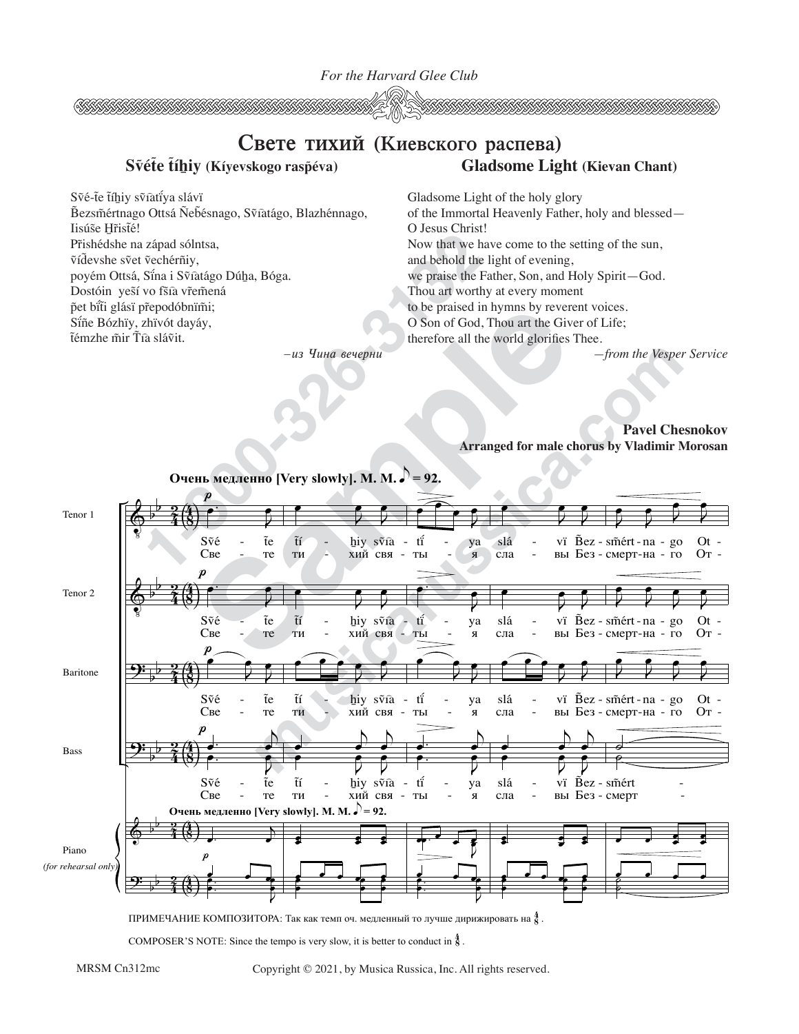*For the Harvard Glee Club*

# Свете тихий (Киевского распева)

## Svẽtẽ t͠iẖiy (Kíyevskogo raspẽva) — Gladsome Light (Kievan Chant)

Svẽ-t͠e t͠íẖiy svĩatíya slávï
Bezsmẽrtnago Ottsá Ñebẽsnago, Svĩatágo, Blazhénnago,
Iisúše H̱risťé!
Přishédshe na západ sólntsa,
vĩdevshe svẽt ṽechérñiy,
poyém Ottsá, Sĩna i Svĩatágo Dúẖa, Bóga.
Dostóin yeší vo fšĩa vřeměná
ṗet bĩti glásï přepodóbnïm̃i;
Síñe Bózhïy, zhïvót dayáy,
t͠émzhe m̃ir T͠ia slávit.

*–из Чина вечерни*

Gladsome Light of the holy glory
of the Immortal Heavenly Father, holy and blessed—
O Jesus Christ!
Now that we have come to the setting of the sun,
and behold the light of evening,
we praise the Father, Son, and Holy Spirit—God.
Thou art worthy at every moment
to be praised in hymns by reverent voices.
O Son of God, Thou art the Giver of Life;
therefore all the world glorifies Thee.

*—from the Vesper Service*

**Pavel Chesnokov**
**Arranged for male chorus by Vladimir Morosan**

**Очень медленно [Very slowly]. M. M. ♪ = 92.**

Tenor 1, Tenor 2, Baritone, Bass, Piano (for rehearsal only)

Svẽ - t͠e t͠í - ẖiy svĩa - tí - ya slá - vï Bez - sm̃ért - na - go Ot -
Све - те ти - хий свя - ты - я сла - вы Без - смерт - на - го От -

ПРИМЕЧАНИЕ КОМПОЗИТОРА: Так как темп оч. медленный то лучше дирижировать на 4/8.

COMPOSER'S NOTE: Since the tempo is very slow, it is better to conduct in 4/8.

MRSM Cn312mc

Copyright © 2021, by Musica Russica, Inc. All rights reserved.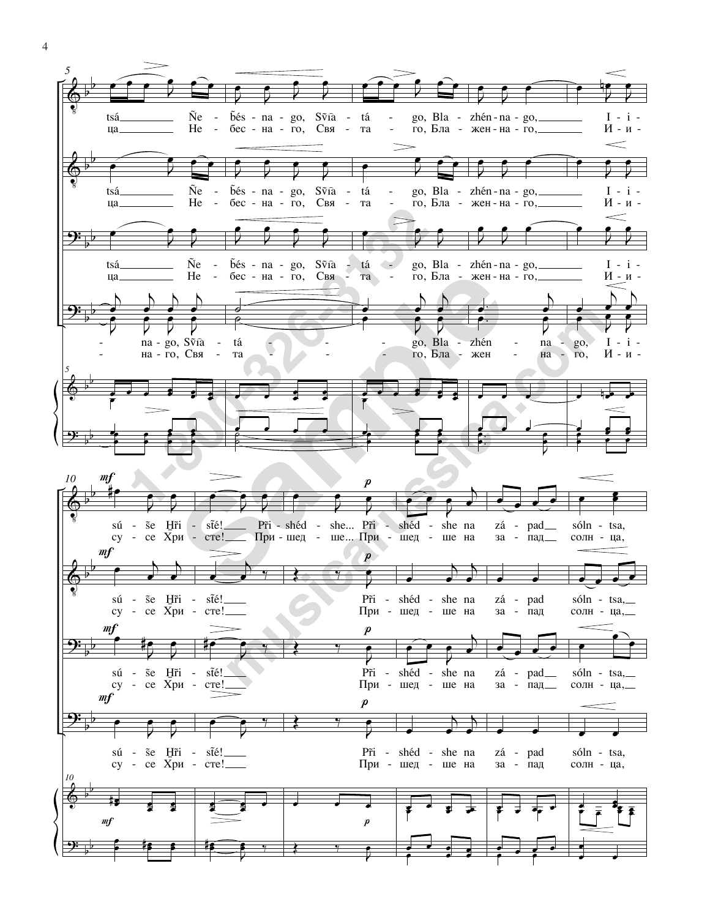5

tsá___ Ñe - b̃és - na - go, Svi͡a - tá - go, Bla - zhén - na - go,___ I - i -
ца___ Не - бес - на - го, Свя - та - го, Бла - жен - на - го,___ И - и -

tsá___ Ñe - b̃és - na - go, Svi͡a - tá - go, Bla - zhén - na - go,___ I - i -
ца___ Не - бес - на - го, Свя - та - го, Бла - жен - на - го,___ И - и -

tsá___ Ñe - b̃és - na - go, Svi͡a - tá - go, Bla - zhén - na - go,___ I - i -
ца___ Не - бес - на - го, Свя - та - го, Бла - жен - на - го,___ И - и -

- na - go, Svi͡a - tá - - go, Bla - zhén - na - go, I - i -
- на - го, Свя - та - - го, Бла - жен - на - го, И - и -

10

*mf* *p*

sú - še H̱ri - s̃té!___ Pri͡ - shéd - she... Pri͡ - shéd - she na zá - pad__ sóln - tsa,
су - се Хри - сте!___ При - шед - ше... При - шед - ше на за - пад__ солн - ца,

sú - še H̱ri - s̃té!___ Pri͡ - shéd - she na zá - pad sóln - tsa,__
су - се Хри - сте!___ При - шед - ше на за - пад солн - ца,__

sú - še H̱ri - s̃té!___ Pri͡ - shéd - she na zá - pad__ sóln - tsa,__
су - се Хри - сте!___ При - шед - ше на за - пад__ солн - ца,__

sú - še H̱ri - s̃té!___ Pri͡ - shéd - she na zá - pad sóln - tsa,
су - се Хри - сте!___ При - шед - ше на за - пад солн - ца,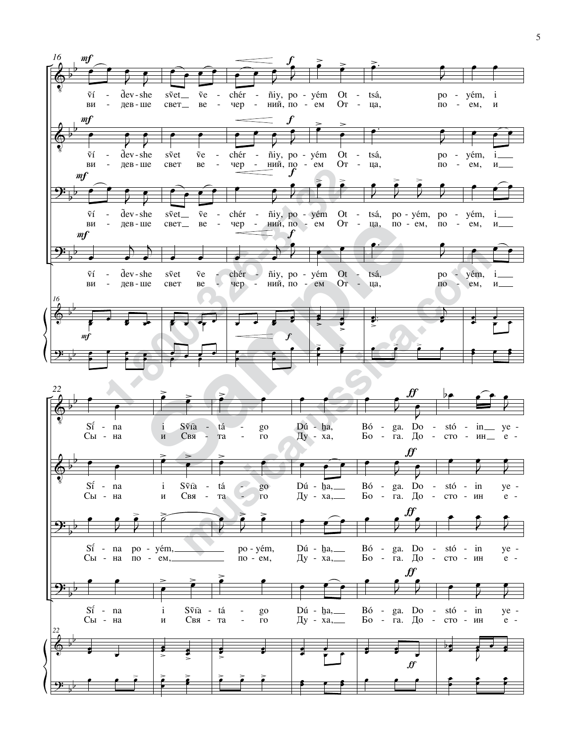ṽí - d̃ev-she sṽet ṽe - chér - ñiy, po - yém Ot - tsá, po - yém, i
ви - дев-ше свет ве - чер - ний, по - ем От - ца, по - ем, и

Sí̃ - na i Sṽī̃a - tá - go Dú - ḫa, Bó - ga. Do - stó - in ye -
Сы - на и Свя - та - го Ду - ха, Бо - га. До - сто - ин е -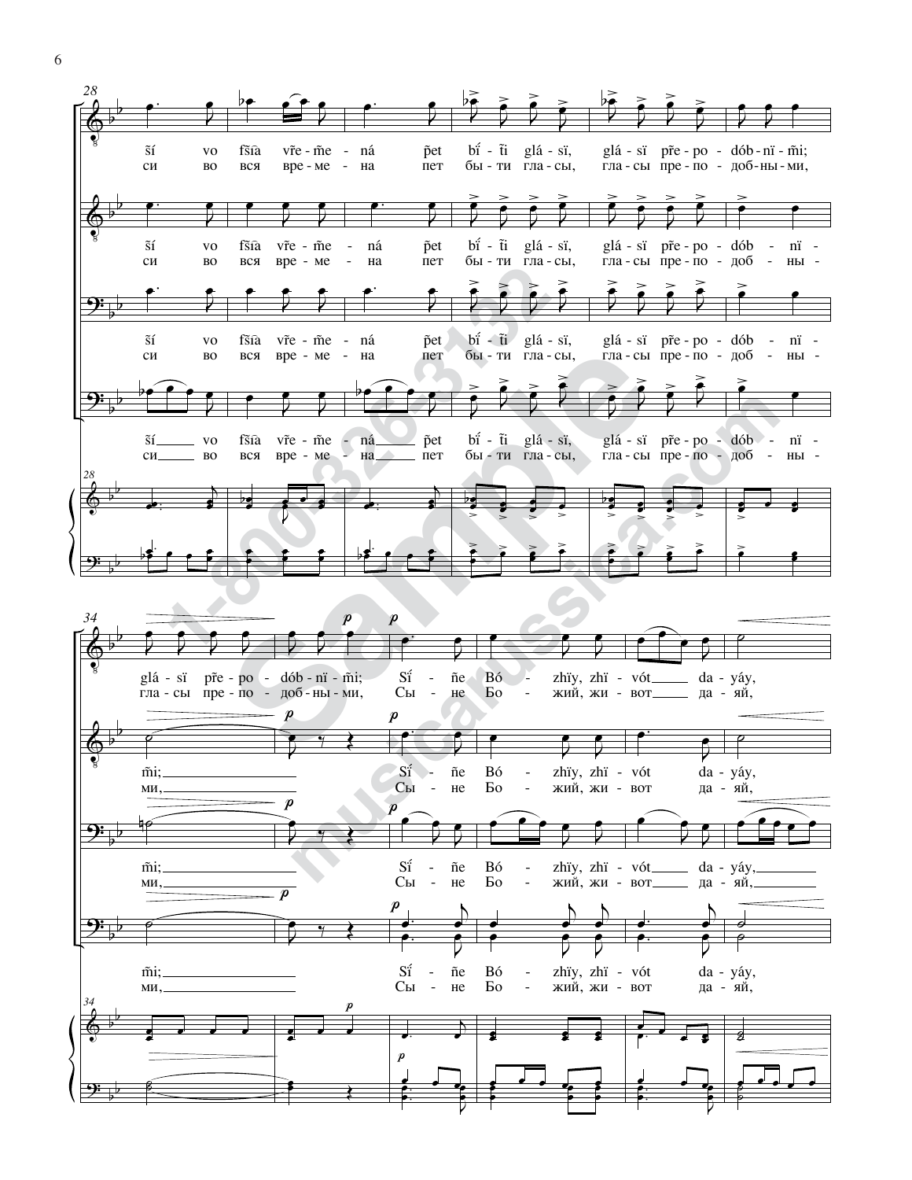**28**

s̃í vo fs̃ïa vr̃e - m̃e - ná p̃et bí - t̃i glá - sï, glá - sï p̃re - po - dób - nï - m̃i;
си во вся вре - ме - на пет бы - ти гла - сы, гла - сы пре - по - доб - ны - ми,

s̃í vo fs̃ïa vr̃e - m̃e - ná p̃et bí - t̃i glá - sï, glá - sï p̃re - po - dób - nï -
си во вся вре - ме - на пет бы - ти гла - сы, гла - сы пре - по - доб - ны -

s̃í vo fs̃ïa vr̃e - m̃e - ná p̃et bí - t̃i glá - sï, glá - sï p̃re - po - dób - nï -
си во вся вре - ме - на пет бы - ти гла - сы, гла - сы пре - по - доб - ны -

s̃í vo fs̃ïa vr̃e - m̃e - ná p̃et bí - t̃i glá - sï, glá - sï p̃re - po - dób - nï -
си во вся вре - ме - на пет бы - ти гла - сы, гла - сы пре - по - доб - ны -

**34**

glá - sï p̃re - po - dób - nï - m̃i; S̃í - ñe Bó - zhïy, zhï - vót da - yáy,
гла - сы пре - по - доб - ны - ми, Сы - не Бо - жий, жи - вот да - яй,

m̃i; S̃í - ñe Bó - zhïy, zhï - vót da - yáy,
ми, Сы - не Бо - жий, жи - вот да - яй,

m̃i; S̃í - ñe Bó - zhïy, zhï - vót da - yáy,
ми, Сы - не Бо - жий, жи - вот да - яй,

m̃i; S̃í - ñe Bó - zhïy, zhï - vót da - yáy,
ми, Сы - не Бо - жий, жи - вот да - яй,